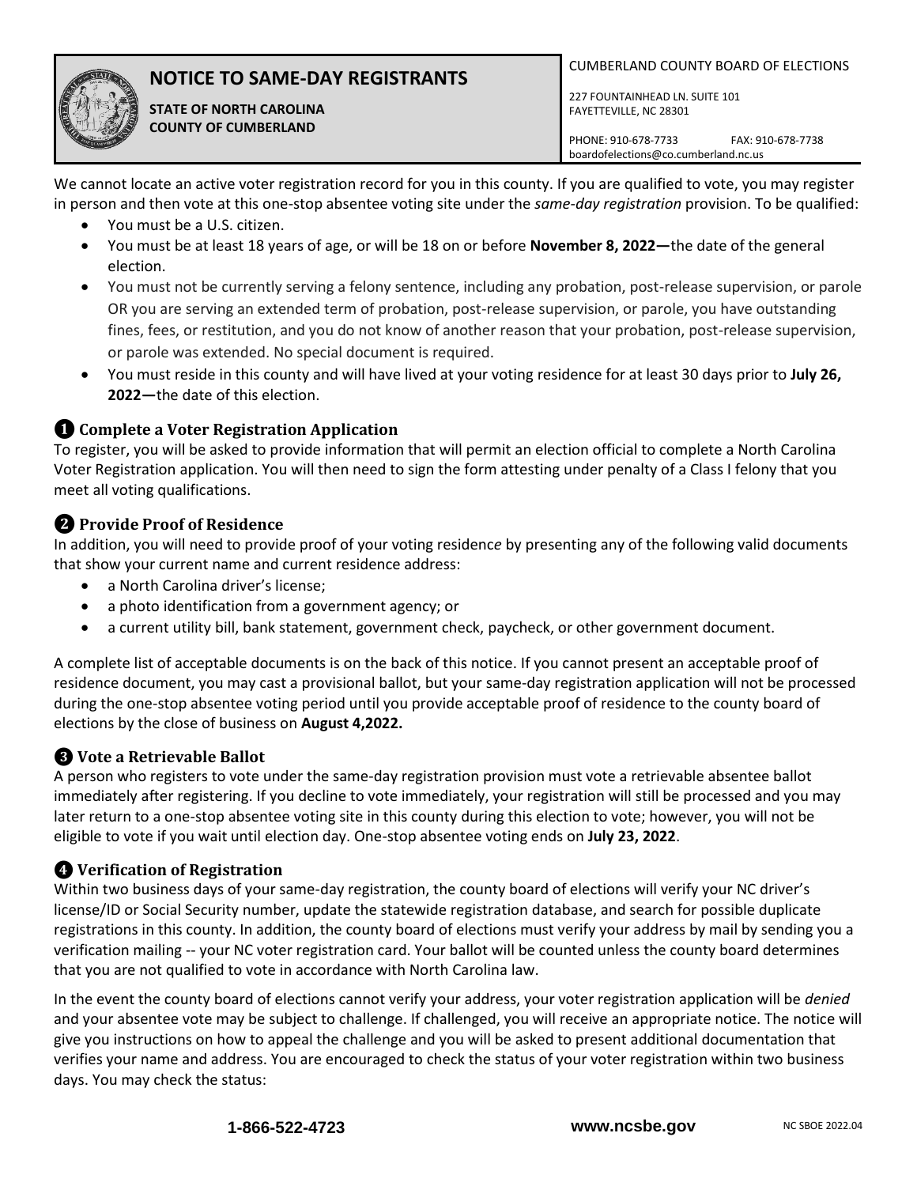# NOTICE TO SAME-DAY REGISTRANTS

**STATE OF NORTH CAROLINA**
**COUNTY OF CUMBERLAND**

CUMBERLAND COUNTY BOARD OF ELECTIONS

227 FOUNTAINHEAD LN. SUITE 101
FAYETTEVILLE, NC 28301

PHONE: 910-678-7733 FAX: 910-678-7738
boardofelections@co.cumberland.nc.us

We cannot locate an active voter registration record for you in this county. If you are qualified to vote, you may register in person and then vote at this one-stop absentee voting site under the *same-day registration* provision. To be qualified:

- You must be a U.S. citizen.
- You must be at least 18 years of age, or will be 18 on or before **November 8, 2022—**the date of the general election.
- You must not be currently serving a felony sentence, including any probation, post-release supervision, or parole OR you are serving an extended term of probation, post-release supervision, or parole, you have outstanding fines, fees, or restitution, and you do not know of another reason that your probation, post-release supervision, or parole was extended. No special document is required.
- You must reside in this county and will have lived at your voting residence for at least 30 days prior to **July 26, 2022—**the date of this election.

## ❶ Complete a Voter Registration Application

To register, you will be asked to provide information that will permit an election official to complete a North Carolina Voter Registration application. You will then need to sign the form attesting under penalty of a Class I felony that you meet all voting qualifications.

## ❷ Provide Proof of Residence

In addition, you will need to provide proof of your voting residence by presenting any of the following valid documents that show your current name and current residence address:

- a North Carolina driver's license;
- a photo identification from a government agency; or
- a current utility bill, bank statement, government check, paycheck, or other government document.

A complete list of acceptable documents is on the back of this notice. If you cannot present an acceptable proof of residence document, you may cast a provisional ballot, but your same-day registration application will not be processed during the one-stop absentee voting period until you provide acceptable proof of residence to the county board of elections by the close of business on **August 4,2022.**

## ❸ Vote a Retrievable Ballot

A person who registers to vote under the same-day registration provision must vote a retrievable absentee ballot immediately after registering. If you decline to vote immediately, your registration will still be processed and you may later return to a one-stop absentee voting site in this county during this election to vote; however, you will not be eligible to vote if you wait until election day. One-stop absentee voting ends on **July 23, 2022**.

## ❹ Verification of Registration

Within two business days of your same-day registration, the county board of elections will verify your NC driver's license/ID or Social Security number, update the statewide registration database, and search for possible duplicate registrations in this county. In addition, the county board of elections must verify your address by mail by sending you a verification mailing -- your NC voter registration card. Your ballot will be counted unless the county board determines that you are not qualified to vote in accordance with North Carolina law.

In the event the county board of elections cannot verify your address, your voter registration application will be *denied* and your absentee vote may be subject to challenge. If challenged, you will receive an appropriate notice. The notice will give you instructions on how to appeal the challenge and you will be asked to present additional documentation that verifies your name and address. You are encouraged to check the status of your voter registration within two business days. You may check the status:

**1-866-522-4723** **www.ncsbe.gov**

NC SBOE 2022.04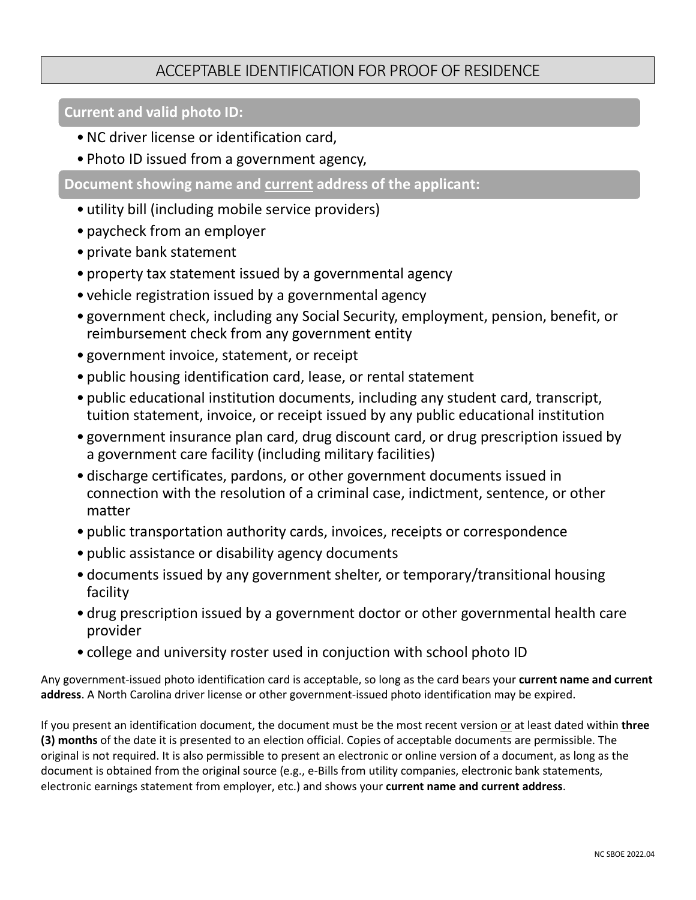# ACCEPTABLE IDENTIFICATION FOR PROOF OF RESIDENCE

**Current and valid photo ID:**

- NC driver license or identification card,
- Photo ID issued from a government agency,

**Document showing name and <u>current</u> address of the applicant:**

- utility bill (including mobile service providers)
- paycheck from an employer
- private bank statement
- property tax statement issued by a governmental agency
- vehicle registration issued by a governmental agency
- government check, including any Social Security, employment, pension, benefit, or reimbursement check from any government entity
- government invoice, statement, or receipt
- public housing identification card, lease, or rental statement
- public educational institution documents, including any student card, transcript, tuition statement, invoice, or receipt issued by any public educational institution
- government insurance plan card, drug discount card, or drug prescription issued by a government care facility (including military facilities)
- discharge certificates, pardons, or other government documents issued in connection with the resolution of a criminal case, indictment, sentence, or other matter
- public transportation authority cards, invoices, receipts or correspondence
- public assistance or disability agency documents
- documents issued by any government shelter, or temporary/transitional housing facility
- drug prescription issued by a government doctor or other governmental health care provider
- college and university roster used in conjuction with school photo ID

Any government-issued photo identification card is acceptable, so long as the card bears your **current name and current address**. A North Carolina driver license or other government-issued photo identification may be expired.

If you present an identification document, the document must be the most recent version <u>or</u> at least dated within **three (3) months** of the date it is presented to an election official. Copies of acceptable documents are permissible. The original is not required. It is also permissible to present an electronic or online version of a document, as long as the document is obtained from the original source (e.g., e-Bills from utility companies, electronic bank statements, electronic earnings statement from employer, etc.) and shows your **current name and current address**.

NC SBOE 2022.04